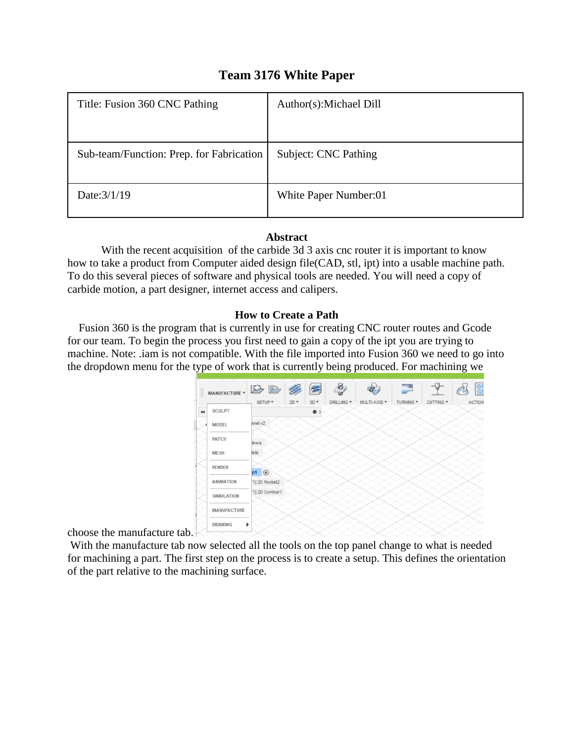# Team 3176 White Paper

| Title: Fusion 360 CNC Pathing | Author(s):Michael Dill |
|---|---|
| Sub-team/Function: Prep. for Fabrication | Subject: CNC Pathing |
| Date:3/1/19 | White Paper Number:01 |

## Abstract

With the recent acquisition  of the carbide 3d 3 axis cnc router it is important to know how to take a product from Computer aided design file(CAD, stl, ipt) into a usable machine path. To do this several pieces of software and physical tools are needed. You will need a copy of carbide motion, a part designer, internet access and calipers.

## How to Create a Path

Fusion 360 is the program that is currently in use for creating CNC router routes and Gcode for our team. To begin the process you first need to gain a copy of the ipt you are trying to machine. Note: .iam is not compatible. With the file imported into Fusion 360 we need to go into the dropdown menu for the type of work that is currently being produced. For machining we choose the manufacture tab.

With the manufacture tab now selected all the tools on the top panel change to what is needed for machining a part. The first step on the process is to create a setup. This defines the orientation of the part relative to the machining surface.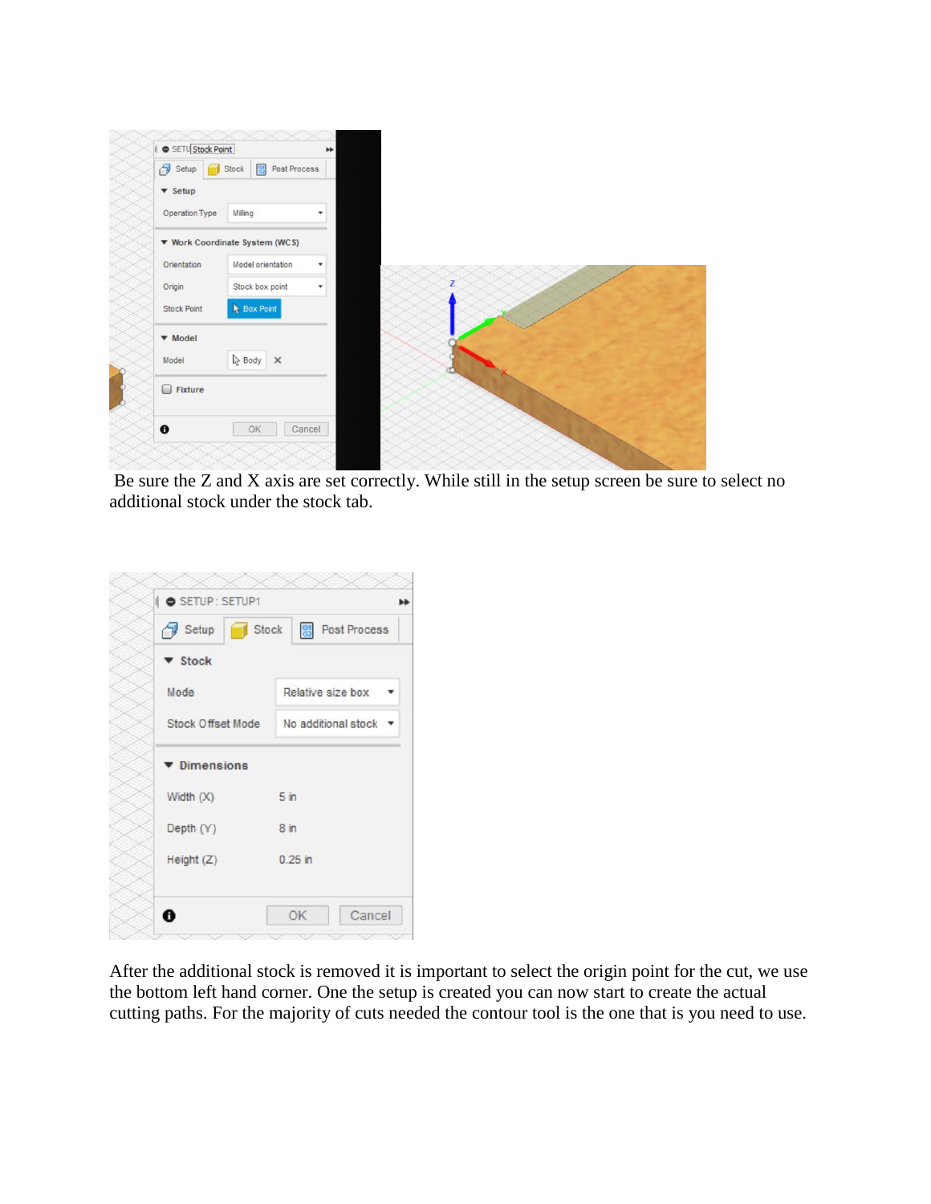Be sure the Z and X axis are set correctly. While still in the setup screen be sure to select no additional stock under the stock tab.

After the additional stock is removed it is important to select the origin point for the cut, we use the bottom left hand corner. One the setup is created you can now start to create the actual cutting paths. For the majority of cuts needed the contour tool is the one that is you need to use.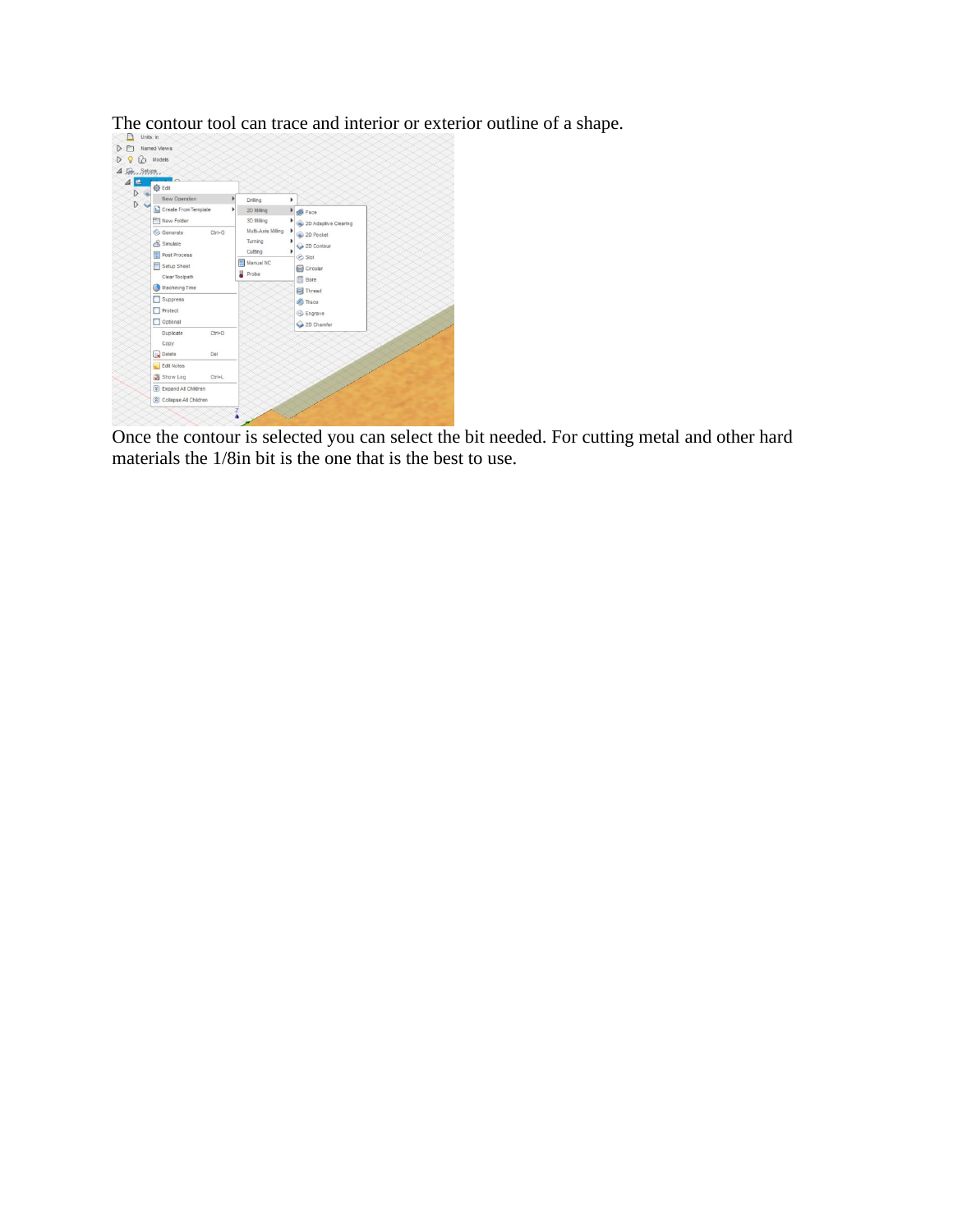The contour tool can trace and interior or exterior outline of a shape.

Once the contour is selected you can select the bit needed. For cutting metal and other hard materials the 1/8in bit is the one that is the best to use.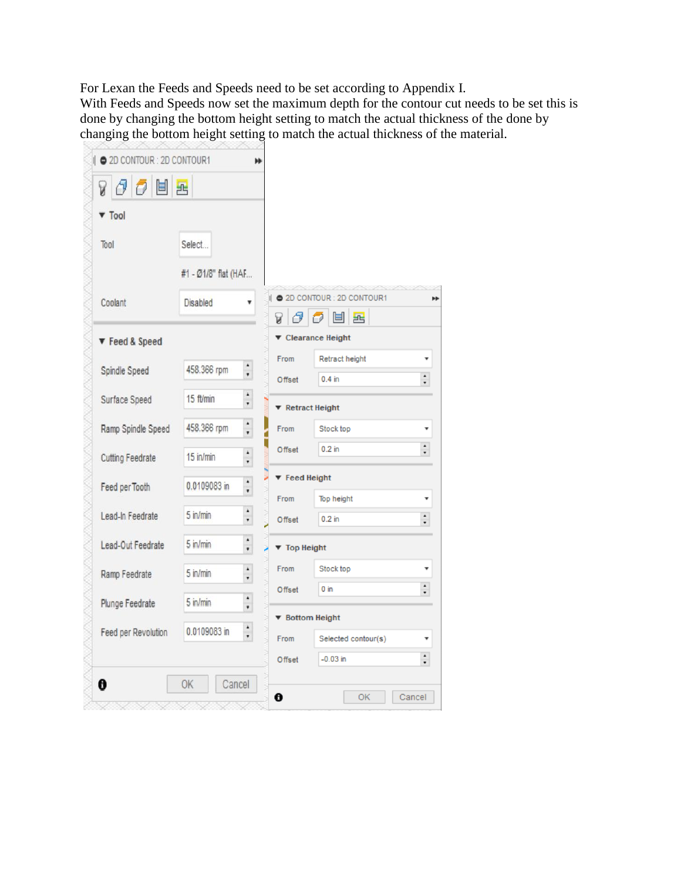For Lexan the Feeds and Speeds need to be set according to Appendix I.
With Feeds and Speeds now set the maximum depth for the contour cut needs to be set this is done by changing the bottom height setting to match the actual thickness of the done by changing the bottom height setting to match the actual thickness of the material.

**2D CONTOUR : 2D CONTOUR1**

**Tool**

| | |
|---|---|
| Tool | Select... |
| | #1 - Ø1/8" flat (HAF... |
| Coolant | Disabled |

**Feed & Speed**

| | |
|---|---|
| Spindle Speed | 458.366 rpm |
| Surface Speed | 15 ft/min |
| Ramp Spindle Speed | 458.366 rpm |
| Cutting Feedrate | 15 in/min |
| Feed per Tooth | 0.0109083 in |
| Lead-In Feedrate | 5 in/min |
| Lead-Out Feedrate | 5 in/min |
| Ramp Feedrate | 5 in/min |
| Plunge Feedrate | 5 in/min |
| Feed per Revolution | 0.0109083 in |

OK Cancel

**2D CONTOUR : 2D CONTOUR1**

**Clearance Height**

| | |
|---|---|
| From | Retract height |
| Offset | 0.4 in |

**Retract Height**

| | |
|---|---|
| From | Stock top |
| Offset | 0.2 in |

**Feed Height**

| | |
|---|---|
| From | Top height |
| Offset | 0.2 in |

**Top Height**

| | |
|---|---|
| From | Stock top |
| Offset | 0 in |

**Bottom Height**

| | |
|---|---|
| From | Selected contour(s) |
| Offset | -0.03 in |

OK Cancel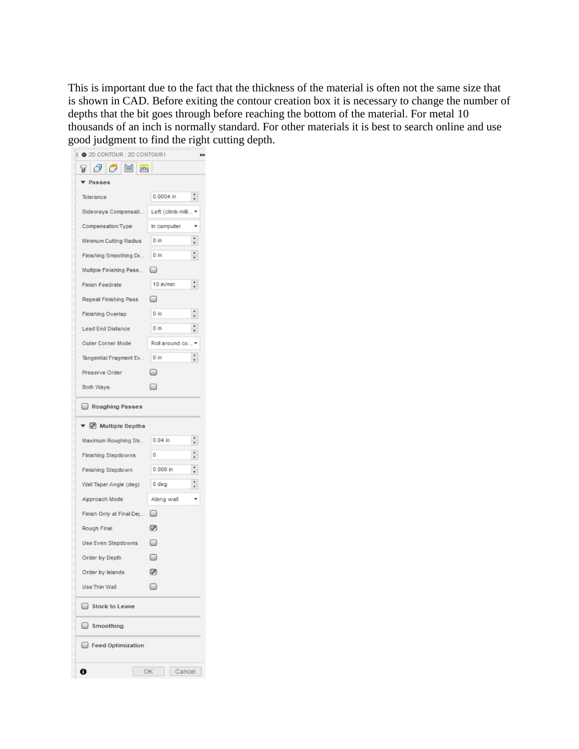This is important due to the fact that the thickness of the material is often not the same size that is shown in CAD. Before exiting the contour creation box it is necessary to change the number of depths that the bit goes through before reaching the bottom of the material. For metal 10 thousands of an inch is normally standard. For other materials it is best to search online and use good judgment to find the right cutting depth.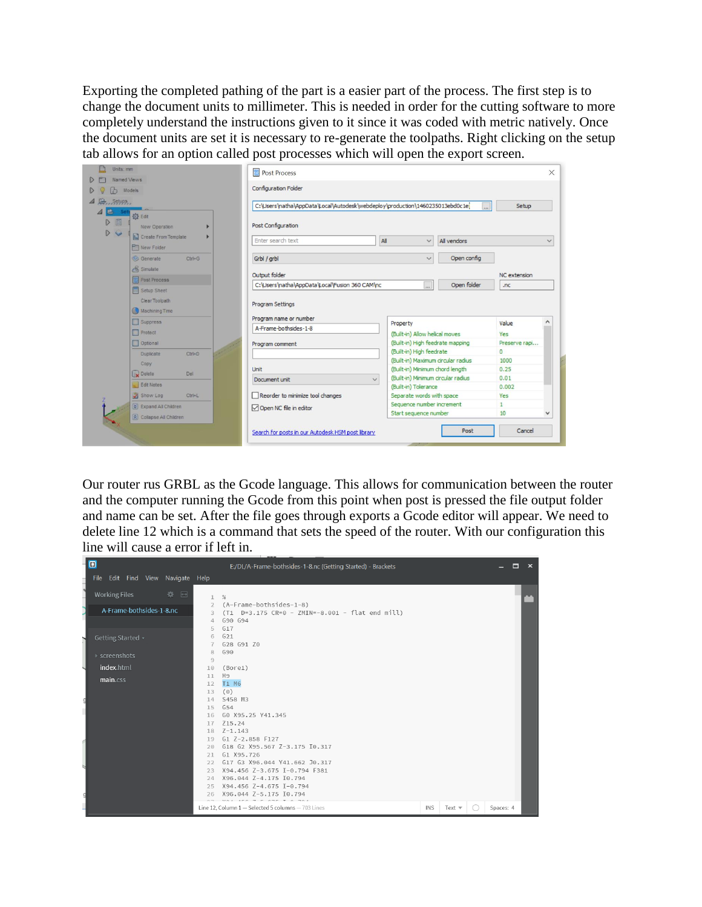Exporting the completed pathing of the part is a easier part of the process. The first step is to change the document units to millimeter. This is needed in order for the cutting software to more completely understand the instructions given to it since it was coded with metric natively. Once the document units are set it is necessary to re-generate the toolpaths. Right clicking on the setup tab allows for an option called post processes which will open the export screen.

Our router rus GRBL as the Gcode language. This allows for communication between the router and the computer running the Gcode from this point when post is pressed the file output folder and name can be set. After the file goes through exports a Gcode editor will appear. We need to delete line 12 which is a command that sets the speed of the router. With our configuration this line will cause a error if left in.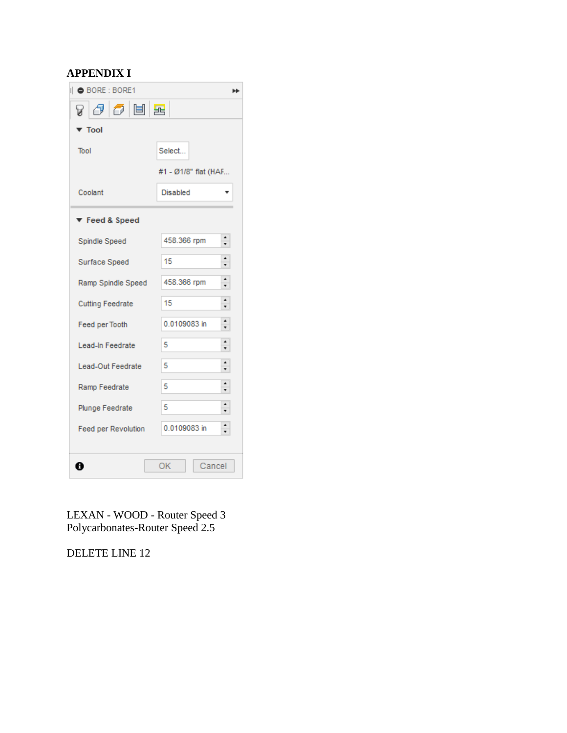**APPENDIX I**

BORE : BORE1

**Tool**

| | |
|---|---|
| Tool | Select... |
| | #1 - Ø1/8" flat (HAF... |
| Coolant | Disabled |

**Feed & Speed**

| | |
|---|---|
| Spindle Speed | 458.366 rpm |
| Surface Speed | 15 |
| Ramp Spindle Speed | 458.366 rpm |
| Cutting Feedrate | 15 |
| Feed per Tooth | 0.0109083 in |
| Lead-In Feedrate | 5 |
| Lead-Out Feedrate | 5 |
| Ramp Feedrate | 5 |
| Plunge Feedrate | 5 |
| Feed per Revolution | 0.0109083 in |

OK Cancel

LEXAN - WOOD - Router Speed 3
Polycarbonates-Router Speed 2.5

DELETE LINE 12